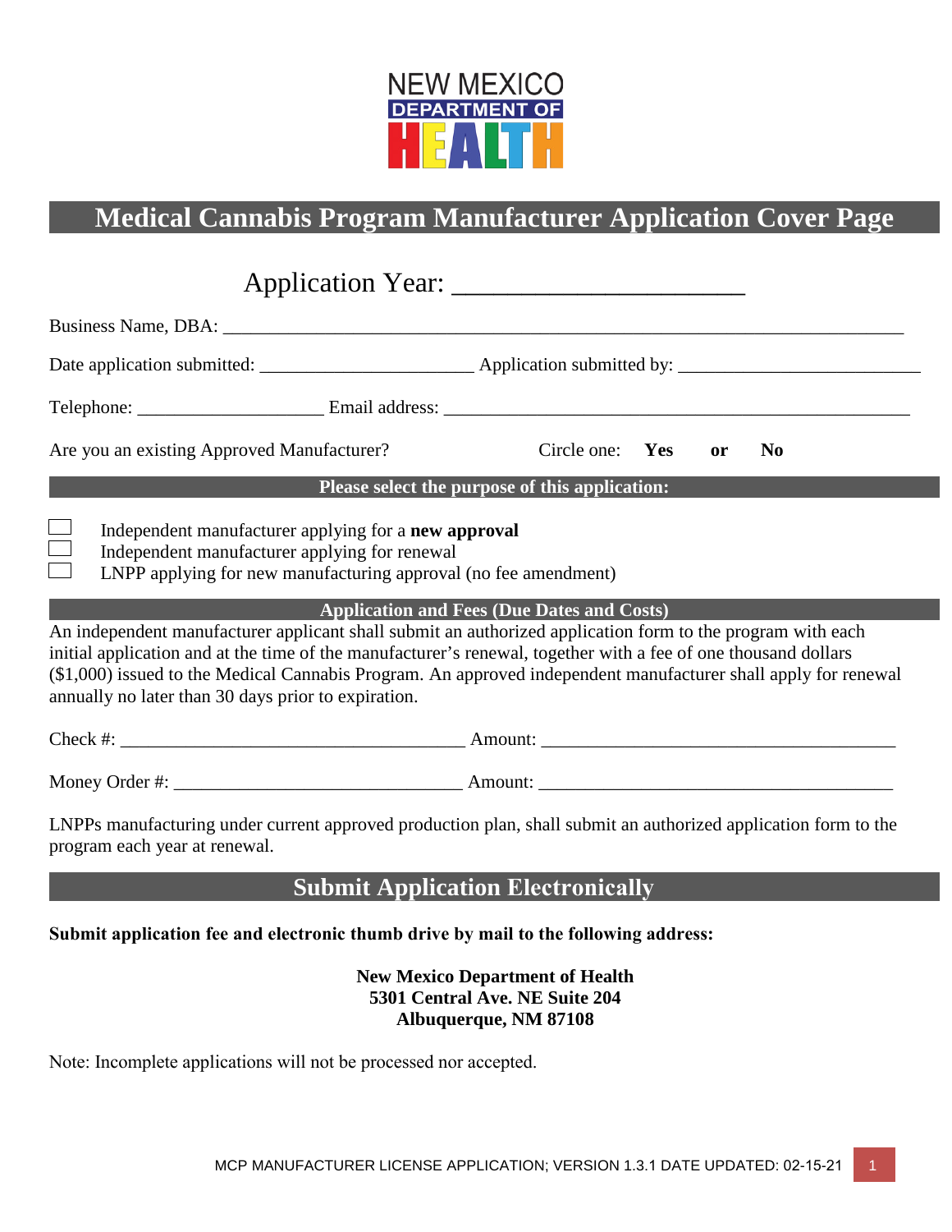NEW MEXICO DEPARTMENT OF HEALTH

# Medical Cannabis Program Manufacturer Application Cover Page

Application Year: ____________________

Business Name, DBA: ______________________________________________________________

Date application submitted: ______________________ Application submitted by: ________________________

Telephone: ___________________ Email address: ______________________________________________

Are you an existing Approved Manufacturer? Circle one: **Yes** **or** **No**

**Please select the purpose of this application:**

- [ ] Independent manufacturer applying for a **new approval**
- [ ] Independent manufacturer applying for renewal
- [ ] LNPP applying for new manufacturing approval (no fee amendment)

**Application and Fees (Due Dates and Costs)**

An independent manufacturer applicant shall submit an authorized application form to the program with each initial application and at the time of the manufacturer's renewal, together with a fee of one thousand dollars ($1,000) issued to the Medical Cannabis Program. An approved independent manufacturer shall apply for renewal annually no later than 30 days prior to expiration.

Check #: ___________________________________ Amount: ____________________________________

Money Order #: ______________________________ Amount: ____________________________________

LNPPs manufacturing under current approved production plan, shall submit an authorized application form to the program each year at renewal.

## Submit Application Electronically

**Submit application fee and electronic thumb drive by mail to the following address:**

**New Mexico Department of Health**
**5301 Central Ave. NE Suite 204**
**Albuquerque, NM 87108**

Note: Incomplete applications will not be processed nor accepted.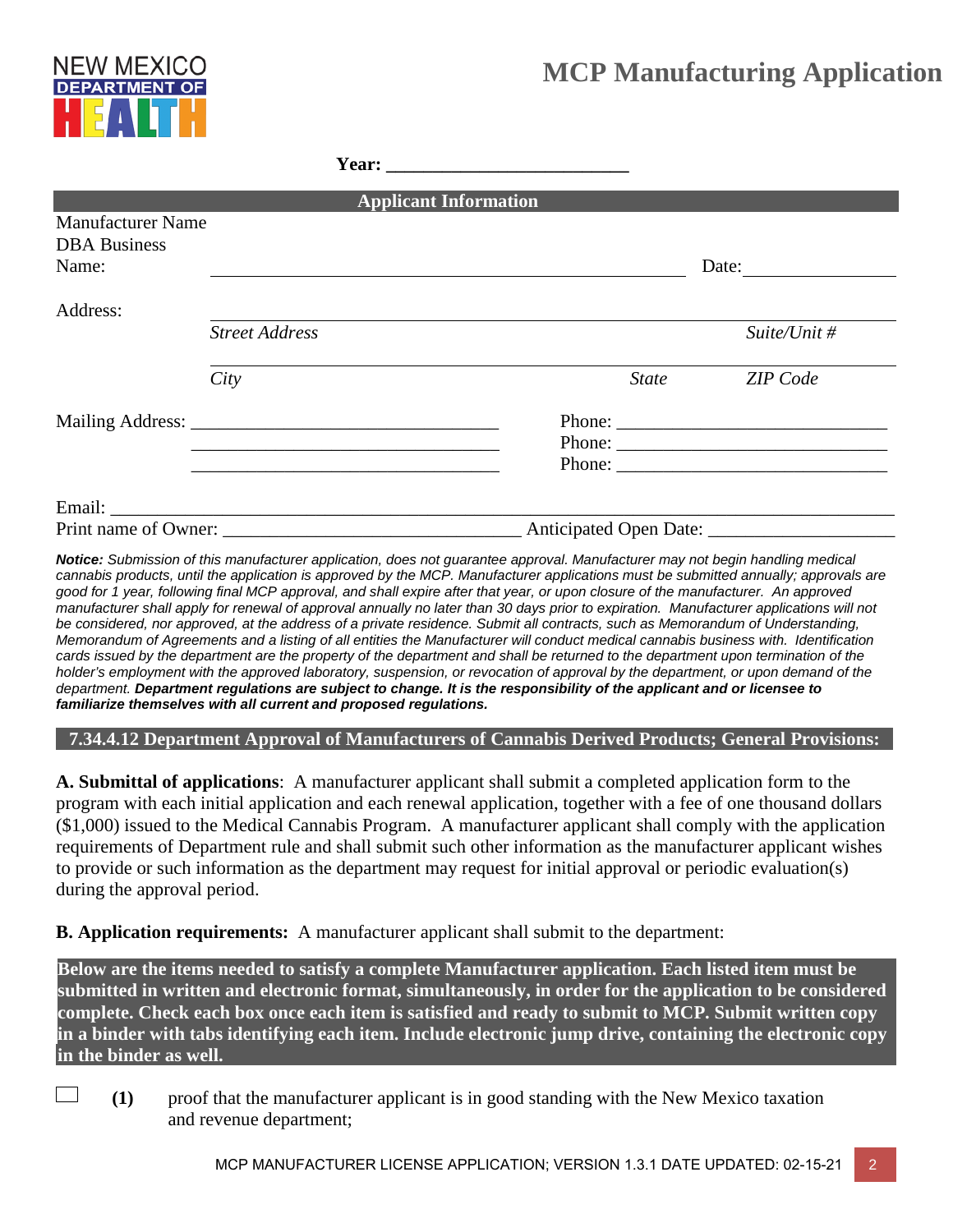NEW MEXICO DEPARTMENT OF HEALTH

# MCP Manufacturing Application

**Year:** ________________________

## Applicant Information

Manufacturer Name DBA Business Name: ____________________________________ Date: ______________

Address: ______________________________________________________________
*Street Address* *Suite/Unit #*

______________________________________________________________
*City* *State* *ZIP Code*

Mailing Address: ________________________________ Phone: ___________________________
________________________________ Phone: ___________________________
________________________________ Phone: ___________________________

Email: ______________________________________________________________________________

Print name of Owner: ________________________________ Anticipated Open Date: ____________________

***Notice:*** *Submission of this manufacturer application, does not guarantee approval. Manufacturer may not begin handling medical cannabis products, until the application is approved by the MCP. Manufacturer applications must be submitted annually; approvals are good for 1 year, following final MCP approval, and shall expire after that year, or upon closure of the manufacturer. An approved manufacturer shall apply for renewal of approval annually no later than 30 days prior to expiration. Manufacturer applications will not be considered, nor approved, at the address of a private residence. Submit all contracts, such as Memorandum of Understanding, Memorandum of Agreements and a listing of all entities the Manufacturer will conduct medical cannabis business with. Identification cards issued by the department are the property of the department and shall be returned to the department upon termination of the holder's employment with the approved laboratory, suspension, or revocation of approval by the department, or upon demand of the department.* ***Department regulations are subject to change. It is the responsibility of the applicant and or licensee to familiarize themselves with all current and proposed regulations.***

## 7.34.4.12 Department Approval of Manufacturers of Cannabis Derived Products; General Provisions:

**A. Submittal of applications**: A manufacturer applicant shall submit a completed application form to the program with each initial application and each renewal application, together with a fee of one thousand dollars ($1,000) issued to the Medical Cannabis Program. A manufacturer applicant shall comply with the application requirements of Department rule and shall submit such other information as the manufacturer applicant wishes to provide or such information as the department may request for initial approval or periodic evaluation(s) during the approval period.

**B. Application requirements:** A manufacturer applicant shall submit to the department:

**Below are the items needed to satisfy a complete Manufacturer application. Each listed item must be submitted in written and electronic format, simultaneously, in order for the application to be considered complete. Check each box once each item is satisfied and ready to submit to MCP. Submit written copy in a binder with tabs identifying each item. Include electronic jump drive, containing the electronic copy in the binder as well.**

- ☐ **(1)** proof that the manufacturer applicant is in good standing with the New Mexico taxation and revenue department;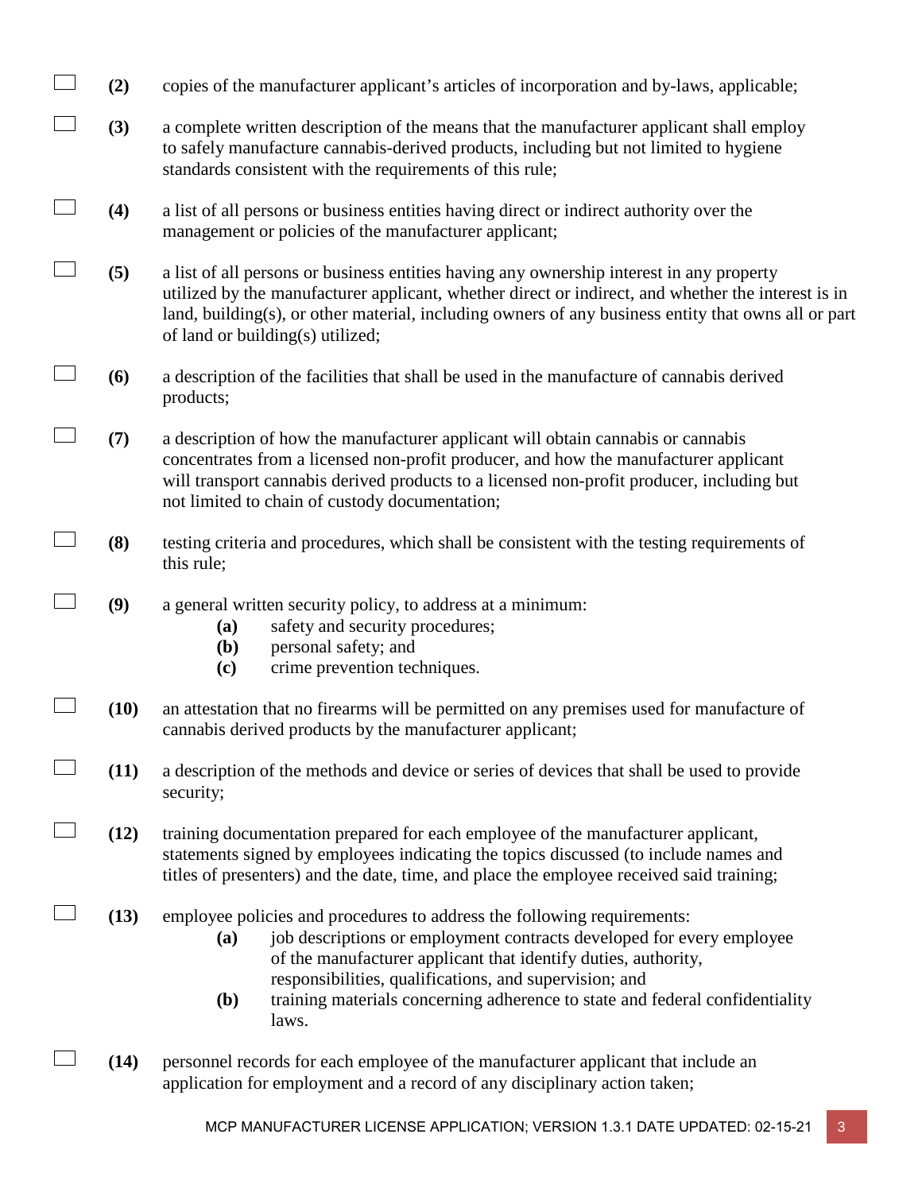- [ ] **(2)** copies of the manufacturer applicant's articles of incorporation and by-laws, applicable;

- [ ] **(3)** a complete written description of the means that the manufacturer applicant shall employ to safely manufacture cannabis-derived products, including but not limited to hygiene standards consistent with the requirements of this rule;

- [ ] **(4)** a list of all persons or business entities having direct or indirect authority over the management or policies of the manufacturer applicant;

- [ ] **(5)** a list of all persons or business entities having any ownership interest in any property utilized by the manufacturer applicant, whether direct or indirect, and whether the interest is in land, building(s), or other material, including owners of any business entity that owns all or part of land or building(s) utilized;

- [ ] **(6)** a description of the facilities that shall be used in the manufacture of cannabis derived products;

- [ ] **(7)** a description of how the manufacturer applicant will obtain cannabis or cannabis concentrates from a licensed non-profit producer, and how the manufacturer applicant will transport cannabis derived products to a licensed non-profit producer, including but not limited to chain of custody documentation;

- [ ] **(8)** testing criteria and procedures, which shall be consistent with the testing requirements of this rule;

- [ ] **(9)** a general written security policy, to address at a minimum:
  - **(a)** safety and security procedures;
  - **(b)** personal safety; and
  - **(c)** crime prevention techniques.

- [ ] **(10)** an attestation that no firearms will be permitted on any premises used for manufacture of cannabis derived products by the manufacturer applicant;

- [ ] **(11)** a description of the methods and device or series of devices that shall be used to provide security;

- [ ] **(12)** training documentation prepared for each employee of the manufacturer applicant, statements signed by employees indicating the topics discussed (to include names and titles of presenters) and the date, time, and place the employee received said training;

- [ ] **(13)** employee policies and procedures to address the following requirements:
  - **(a)** job descriptions or employment contracts developed for every employee of the manufacturer applicant that identify duties, authority, responsibilities, qualifications, and supervision; and
  - **(b)** training materials concerning adherence to state and federal confidentiality laws.

- [ ] **(14)** personnel records for each employee of the manufacturer applicant that include an application for employment and a record of any disciplinary action taken;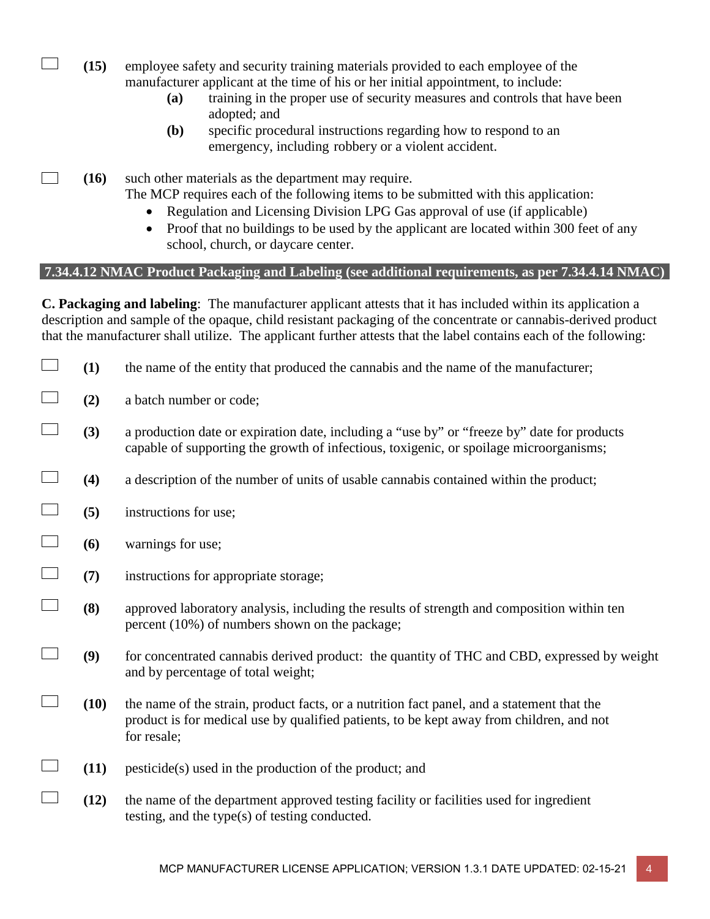- [ ] **(15)** employee safety and security training materials provided to each employee of the manufacturer applicant at the time of his or her initial appointment, to include:
  - **(a)** training in the proper use of security measures and controls that have been adopted; and
  - **(b)** specific procedural instructions regarding how to respond to an emergency, including robbery or a violent accident.

- [ ] **(16)** such other materials as the department may require.
  The MCP requires each of the following items to be submitted with this application:
  - Regulation and Licensing Division LPG Gas approval of use (if applicable)
  - Proof that no buildings to be used by the applicant are located within 300 feet of any school, church, or daycare center.

## 7.34.4.12 NMAC Product Packaging and Labeling (see additional requirements, as per 7.34.4.14 NMAC)

**C. Packaging and labeling**: The manufacturer applicant attests that it has included within its application a description and sample of the opaque, child resistant packaging of the concentrate or cannabis-derived product that the manufacturer shall utilize. The applicant further attests that the label contains each of the following:

- [ ] **(1)** the name of the entity that produced the cannabis and the name of the manufacturer;
- [ ] **(2)** a batch number or code;
- [ ] **(3)** a production date or expiration date, including a "use by" or "freeze by" date for products capable of supporting the growth of infectious, toxigenic, or spoilage microorganisms;
- [ ] **(4)** a description of the number of units of usable cannabis contained within the product;
- [ ] **(5)** instructions for use;
- [ ] **(6)** warnings for use;
- [ ] **(7)** instructions for appropriate storage;
- [ ] **(8)** approved laboratory analysis, including the results of strength and composition within ten percent (10%) of numbers shown on the package;
- [ ] **(9)** for concentrated cannabis derived product: the quantity of THC and CBD, expressed by weight and by percentage of total weight;
- [ ] **(10)** the name of the strain, product facts, or a nutrition fact panel, and a statement that the product is for medical use by qualified patients, to be kept away from children, and not for resale;
- [ ] **(11)** pesticide(s) used in the production of the product; and
- [ ] **(12)** the name of the department approved testing facility or facilities used for ingredient testing, and the type(s) of testing conducted.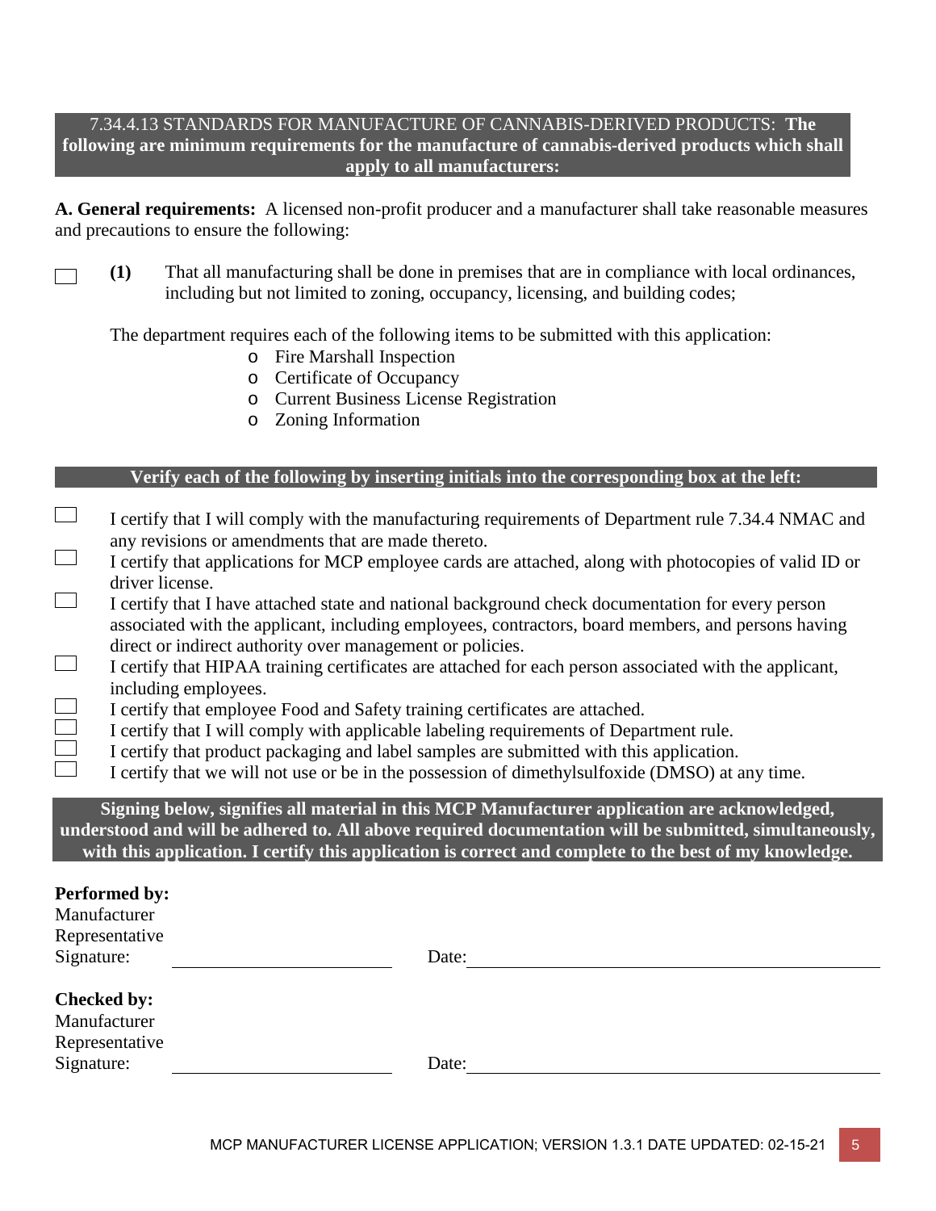7.34.4.13 STANDARDS FOR MANUFACTURE OF CANNABIS-DERIVED PRODUCTS: **The following are minimum requirements for the manufacture of cannabis-derived products which shall apply to all manufacturers:**

**A. General requirements:** A licensed non-profit producer and a manufacturer shall take reasonable measures and precautions to ensure the following:

☐ **(1)** That all manufacturing shall be done in premises that are in compliance with local ordinances, including but not limited to zoning, occupancy, licensing, and building codes;

The department requires each of the following items to be submitted with this application:

- Fire Marshall Inspection
- Certificate of Occupancy
- Current Business License Registration
- Zoning Information

**Verify each of the following by inserting initials into the corresponding box at the left:**

☐ I certify that I will comply with the manufacturing requirements of Department rule 7.34.4 NMAC and any revisions or amendments that are made thereto.

☐ I certify that applications for MCP employee cards are attached, along with photocopies of valid ID or driver license.

☐ I certify that I have attached state and national background check documentation for every person associated with the applicant, including employees, contractors, board members, and persons having direct or indirect authority over management or policies.

☐ I certify that HIPAA training certificates are attached for each person associated with the applicant, including employees.

☐ I certify that employee Food and Safety training certificates are attached.

☐ I certify that I will comply with applicable labeling requirements of Department rule.

☐ I certify that product packaging and label samples are submitted with this application.

☐ I certify that we will not use or be in the possession of dimethylsulfoxide (DMSO) at any time.

**Signing below, signifies all material in this MCP Manufacturer application are acknowledged, understood and will be adhered to. All above required documentation will be submitted, simultaneously, with this application. I certify this application is correct and complete to the best of my knowledge.**

**Performed by:**
Manufacturer Representative Signature: ____________________ Date: ____________________

**Checked by:**
Manufacturer Representative Signature: ____________________ Date: ____________________

MCP MANUFACTURER LICENSE APPLICATION; VERSION 1.3.1 DATE UPDATED: 02-15-21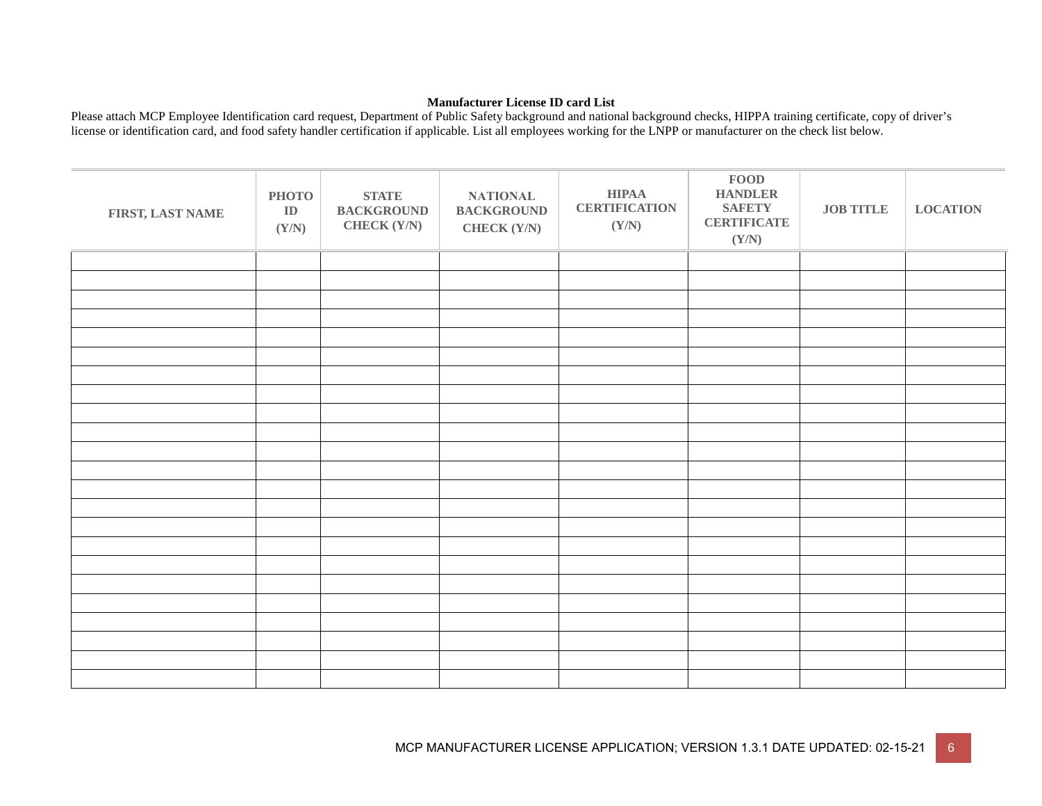**Manufacturer License ID card List**

Please attach MCP Employee Identification card request, Department of Public Safety background and national background checks, HIPPA training certificate, copy of driver's license or identification card, and food safety handler certification if applicable. List all employees working for the LNPP or manufacturer on the check list below.

| FIRST, LAST NAME | PHOTO ID (Y/N) | STATE BACKGROUND CHECK (Y/N) | NATIONAL BACKGROUND CHECK (Y/N) | HIPAA CERTIFICATION (Y/N) | FOOD HANDLER SAFETY CERTIFICATE (Y/N) | JOB TITLE | LOCATION |
|---|---|---|---|---|---|---|---|
| | | | | | | | |
| | | | | | | | |
| | | | | | | | |
| | | | | | | | |
| | | | | | | | |
| | | | | | | | |
| | | | | | | | |
| | | | | | | | |
| | | | | | | | |
| | | | | | | | |
| | | | | | | | |
| | | | | | | | |
| | | | | | | | |
| | | | | | | | |
| | | | | | | | |
| | | | | | | | |
| | | | | | | | |
| | | | | | | | |
| | | | | | | | |
| | | | | | | | |
| | | | | | | | |
| | | | | | | | |
| | | | | | | | |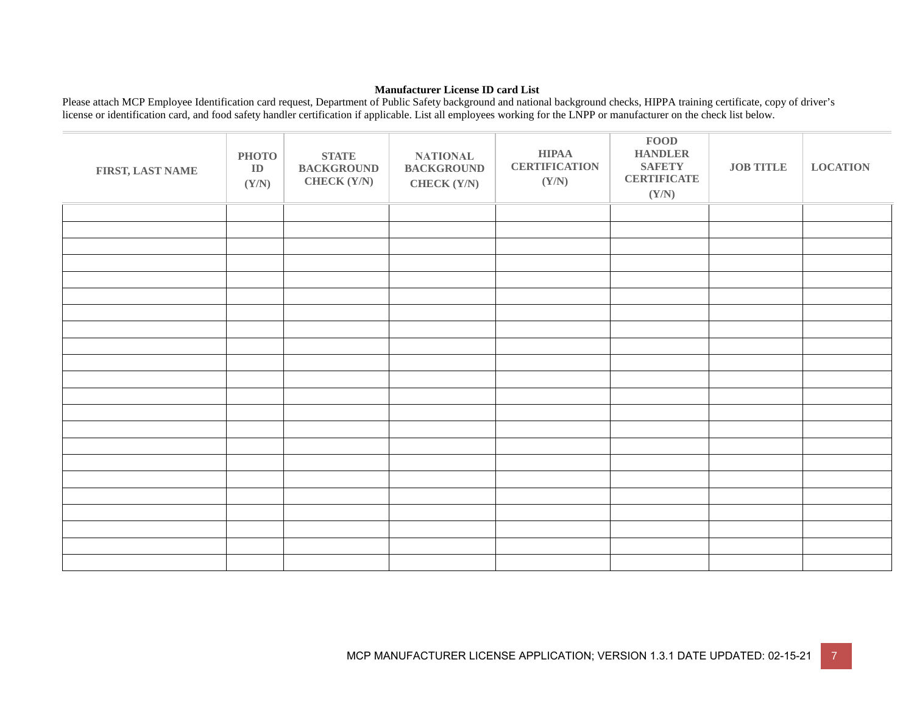**Manufacturer License ID card List**

Please attach MCP Employee Identification card request, Department of Public Safety background and national background checks, HIPPA training certificate, copy of driver's license or identification card, and food safety handler certification if applicable. List all employees working for the LNPP or manufacturer on the check list below.

| FIRST, LAST NAME | PHOTO ID (Y/N) | STATE BACKGROUND CHECK (Y/N) | NATIONAL BACKGROUND CHECK (Y/N) | HIPAA CERTIFICATION (Y/N) | FOOD HANDLER SAFETY CERTIFICATE (Y/N) | JOB TITLE | LOCATION |
|---|---|---|---|---|---|---|---|
| | | | | | | | |
| | | | | | | | |
| | | | | | | | |
| | | | | | | | |
| | | | | | | | |
| | | | | | | | |
| | | | | | | | |
| | | | | | | | |
| | | | | | | | |
| | | | | | | | |
| | | | | | | | |
| | | | | | | | |
| | | | | | | | |
| | | | | | | | |
| | | | | | | | |
| | | | | | | | |
| | | | | | | | |
| | | | | | | | |
| | | | | | | | |
| | | | | | | | |
| | | | | | | | |
| | | | | | | | |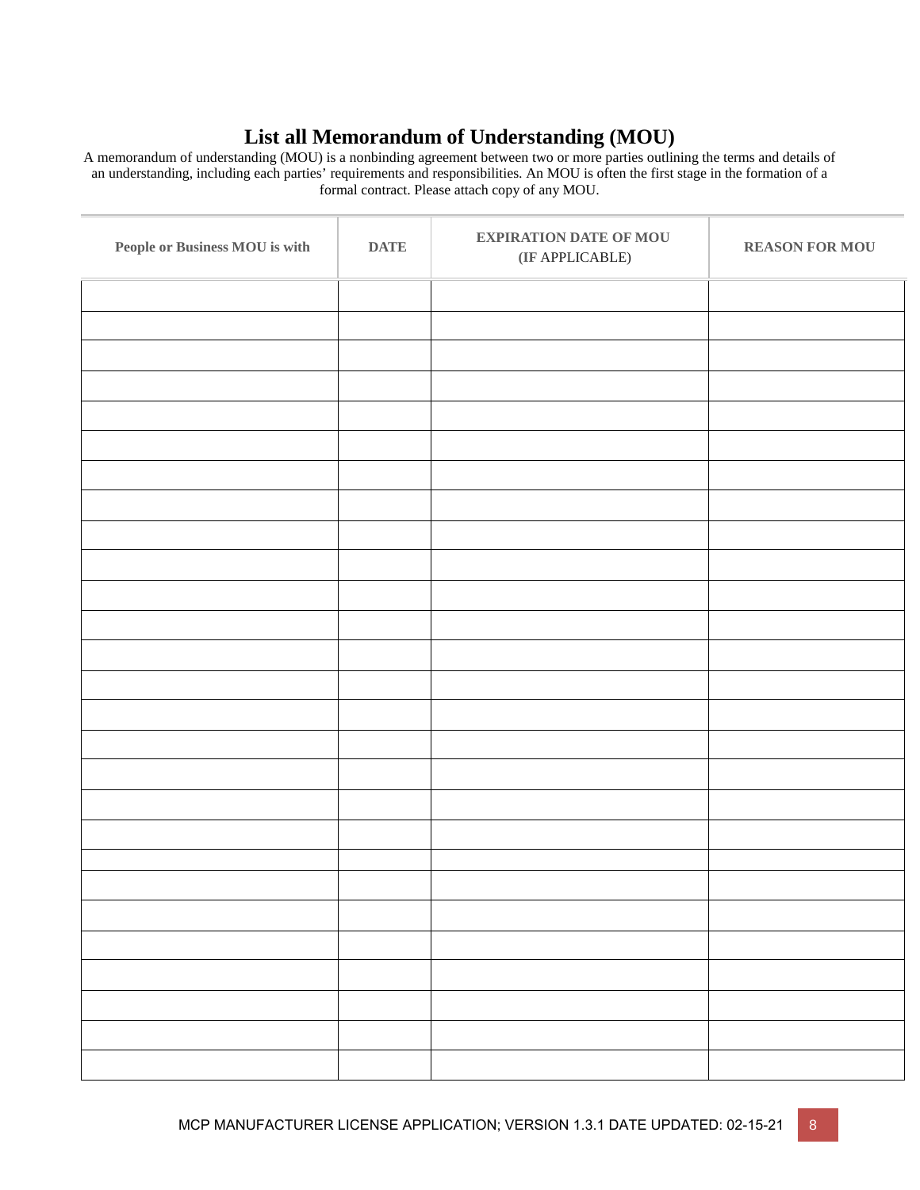# List all Memorandum of Understanding (MOU)

A memorandum of understanding (MOU) is a nonbinding agreement between two or more parties outlining the terms and details of an understanding, including each parties' requirements and responsibilities. An MOU is often the first stage in the formation of a formal contract. Please attach copy of any MOU.

| People or Business MOU is with | DATE | EXPIRATION DATE OF MOU (IF APPLICABLE) | REASON FOR MOU |
|---|---|---|---|
| | | | |
| | | | |
| | | | |
| | | | |
| | | | |
| | | | |
| | | | |
| | | | |
| | | | |
| | | | |
| | | | |
| | | | |
| | | | |
| | | | |
| | | | |
| | | | |
| | | | |
| | | | |
| | | | |
| | | | |
| | | | |
| | | | |
| | | | |
| | | | |
| | | | |
| | | | |
| | | | |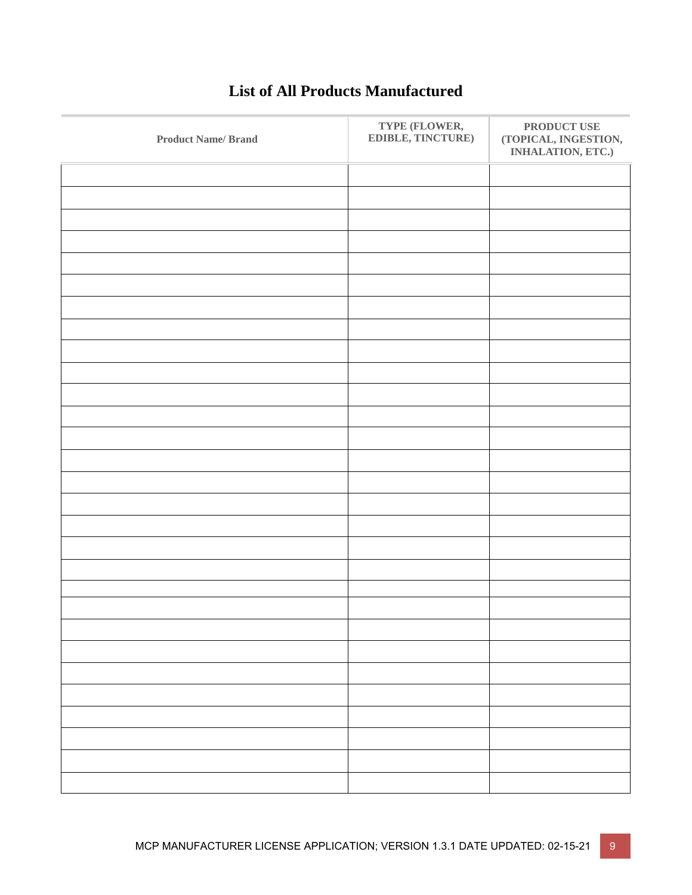# List of All Products Manufactured

| Product Name/ Brand | TYPE (FLOWER, EDIBLE, TINCTURE) | PRODUCT USE (TOPICAL, INGESTION, INHALATION, ETC.) |
|---|---|---|
| | | |
| | | |
| | | |
| | | |
| | | |
| | | |
| | | |
| | | |
| | | |
| | | |
| | | |
| | | |
| | | |
| | | |
| | | |
| | | |
| | | |
| | | |
| | | |
| | | |
| | | |
| | | |
| | | |
| | | |
| | | |
| | | |
| | | |
| | | |
| | | |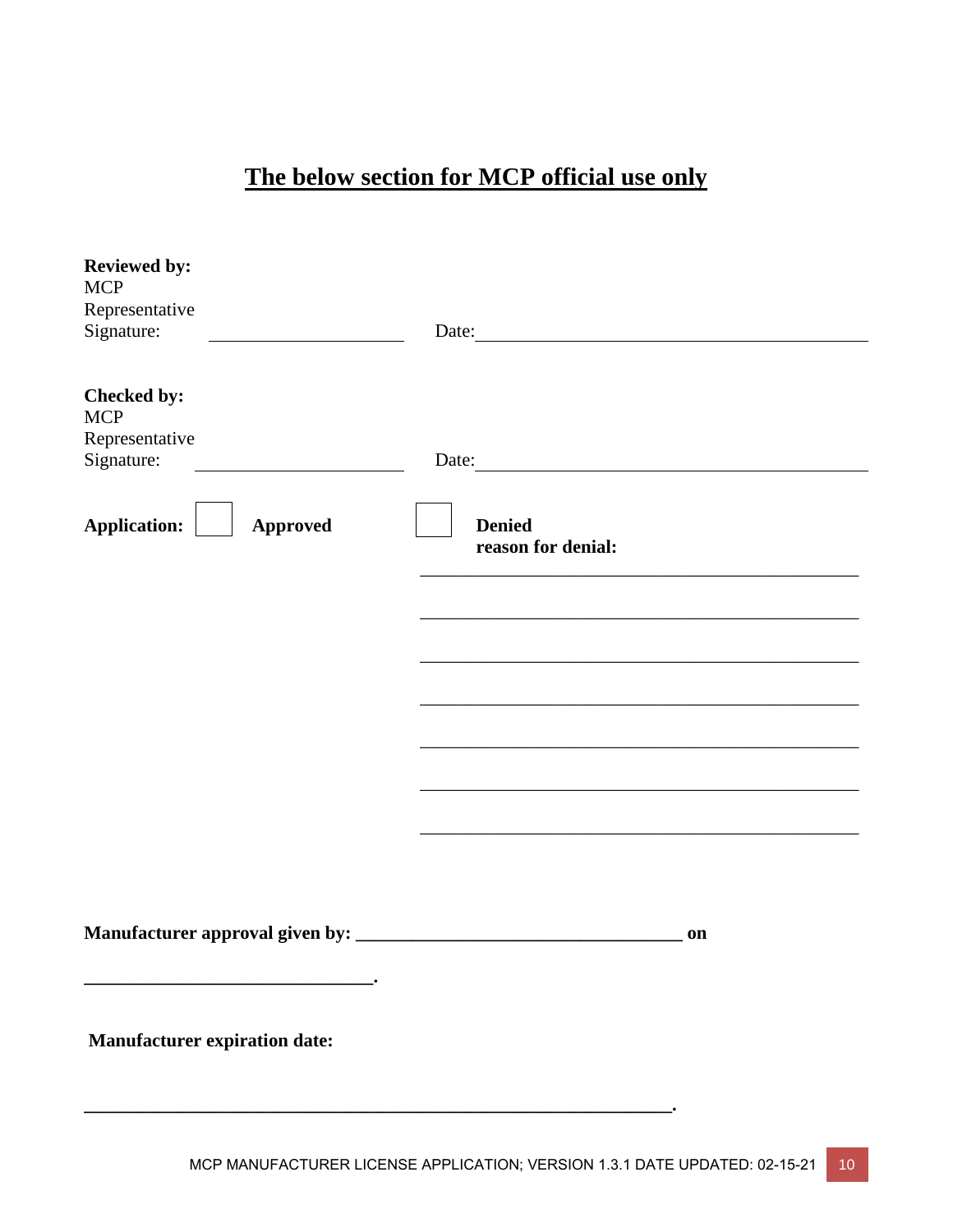# The below section for MCP official use only

**Reviewed by:**
MCP Representative Signature: ____________________ Date: ________________________________________

**Checked by:**
MCP Representative Signature: ____________________ Date: ________________________________________

**Application:** ☐ **Approved** ☐ **Denied**
**reason for denial:**

_____________________________________________

_____________________________________________

_____________________________________________

_____________________________________________

_____________________________________________

_____________________________________________

_____________________________________________

**Manufacturer approval given by: __________________________________ on**

**______________________________.**

**Manufacturer expiration date:**

**______________________________________________________________.**